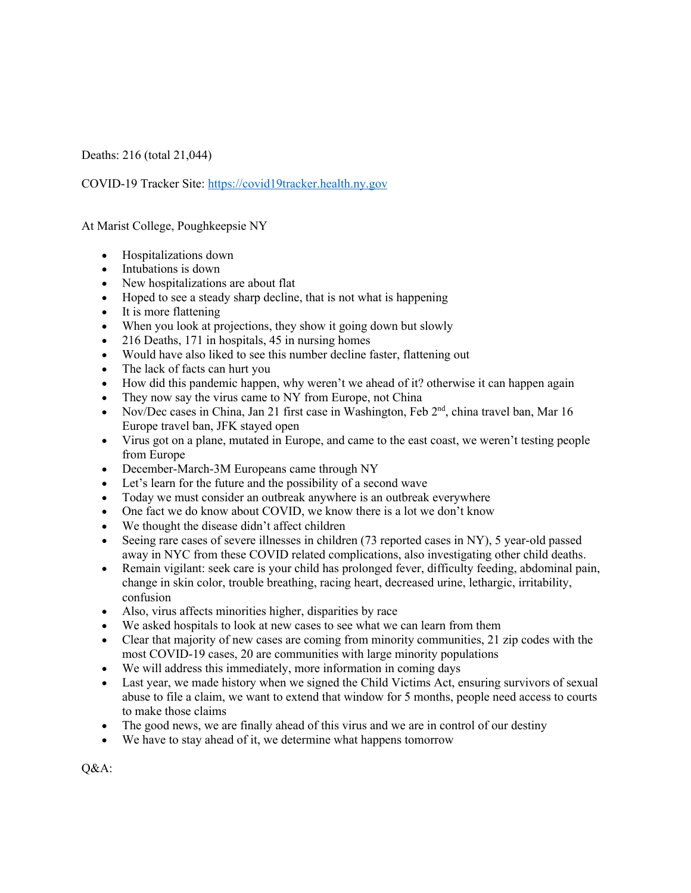Deaths: 216 (total 21,044)

COVID-19 Tracker Site: https://covid19tracker.health.ny.gov

At Marist College, Poughkeepsie NY

- Hospitalizations down
- Intubations is down
- New hospitalizations are about flat
- Hoped to see a steady sharp decline, that is not what is happening
- It is more flattening
- When you look at projections, they show it going down but slowly
- 216 Deaths, 171 in hospitals, 45 in nursing homes
- Would have also liked to see this number decline faster, flattening out
- The lack of facts can hurt you
- How did this pandemic happen, why weren't we ahead of it? otherwise it can happen again
- They now say the virus came to NY from Europe, not China
- Nov/Dec cases in China, Jan 21 first case in Washington, Feb 2nd, china travel ban, Mar 16 Europe travel ban, JFK stayed open
- Virus got on a plane, mutated in Europe, and came to the east coast, we weren't testing people from Europe
- December-March-3M Europeans came through NY
- Let's learn for the future and the possibility of a second wave
- Today we must consider an outbreak anywhere is an outbreak everywhere
- One fact we do know about COVID, we know there is a lot we don't know
- We thought the disease didn't affect children
- Seeing rare cases of severe illnesses in children (73 reported cases in NY), 5 year-old passed away in NYC from these COVID related complications, also investigating other child deaths.
- Remain vigilant: seek care is your child has prolonged fever, difficulty feeding, abdominal pain, change in skin color, trouble breathing, racing heart, decreased urine, lethargic, irritability, confusion
- Also, virus affects minorities higher, disparities by race
- We asked hospitals to look at new cases to see what we can learn from them
- Clear that majority of new cases are coming from minority communities, 21 zip codes with the most COVID-19 cases, 20 are communities with large minority populations
- We will address this immediately, more information in coming days
- Last year, we made history when we signed the Child Victims Act, ensuring survivors of sexual abuse to file a claim, we want to extend that window for 5 months, people need access to courts to make those claims
- The good news, we are finally ahead of this virus and we are in control of our destiny
- We have to stay ahead of it, we determine what happens tomorrow

Q&A: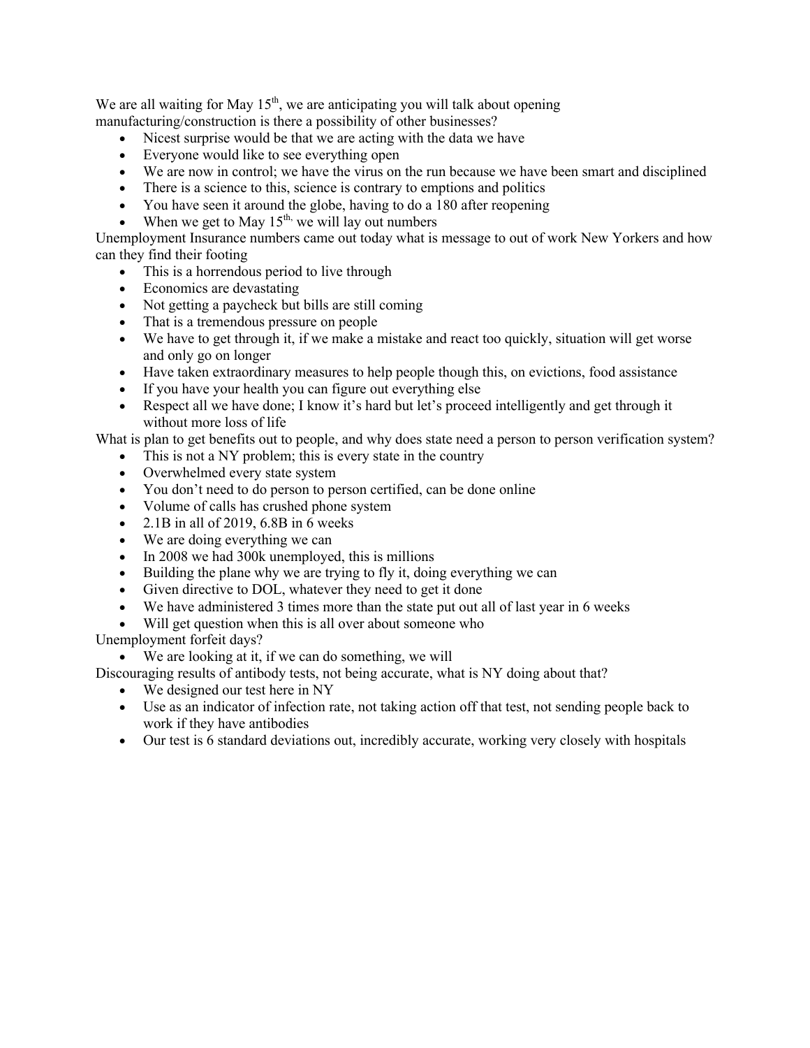We are all waiting for May 15th, we are anticipating you will talk about opening manufacturing/construction is there a possibility of other businesses?

- Nicest surprise would be that we are acting with the data we have
- Everyone would like to see everything open
- We are now in control; we have the virus on the run because we have been smart and disciplined
- There is a science to this, science is contrary to emptions and politics
- You have seen it around the globe, having to do a 180 after reopening
- When we get to May 15th, we will lay out numbers

Unemployment Insurance numbers came out today what is message to out of work New Yorkers and how can they find their footing

- This is a horrendous period to live through
- Economics are devastating
- Not getting a paycheck but bills are still coming
- That is a tremendous pressure on people
- We have to get through it, if we make a mistake and react too quickly, situation will get worse and only go on longer
- Have taken extraordinary measures to help people though this, on evictions, food assistance
- If you have your health you can figure out everything else
- Respect all we have done; I know it's hard but let's proceed intelligently and get through it without more loss of life

What is plan to get benefits out to people, and why does state need a person to person verification system?

- This is not a NY problem; this is every state in the country
- Overwhelmed every state system
- You don't need to do person to person certified, can be done online
- Volume of calls has crushed phone system
- 2.1B in all of 2019, 6.8B in 6 weeks
- We are doing everything we can
- In 2008 we had 300k unemployed, this is millions
- Building the plane why we are trying to fly it, doing everything we can
- Given directive to DOL, whatever they need to get it done
- We have administered 3 times more than the state put out all of last year in 6 weeks
- Will get question when this is all over about someone who

Unemployment forfeit days?

- We are looking at it, if we can do something, we will

Discouraging results of antibody tests, not being accurate, what is NY doing about that?

- We designed our test here in NY
- Use as an indicator of infection rate, not taking action off that test, not sending people back to work if they have antibodies
- Our test is 6 standard deviations out, incredibly accurate, working very closely with hospitals